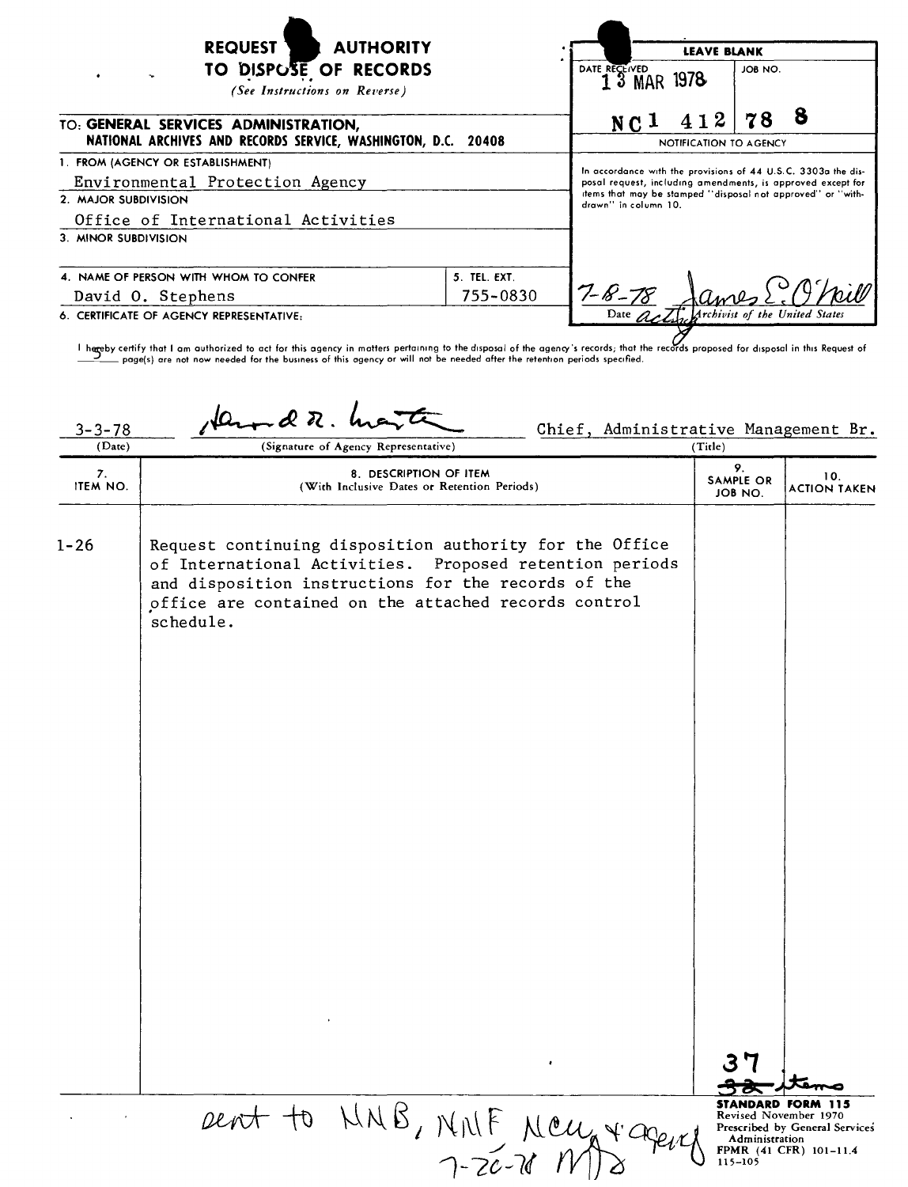# REQUEST FOR AUTHORITY TO DISPOSE OF RECORDS

*(See Instructions on Reverse)*

**TO: GENERAL SERVICES ADMINISTRATION, NATIONAL ARCHIVES AND RECORDS SERVICE, WASHINGTON, D.C. 20408**

| LEAVE BLANK | |
|---|---|
| DATE RECEIVED: 13 MAR 1978 | JOB NO.: NC1 412 78 8 |

**NOTIFICATION TO AGENCY**

In accordance with the provisions of 44 U.S.C. 3303a the disposal request, including amendments, is approved except for items that may be stamped "disposal not approved" or "withdrawn" in column 10.

7-8-78 — James E. O'Neill, Date — acting Archivist of the United States

1. FROM (AGENCY OR ESTABLISHMENT): Environmental Protection Agency
2. MAJOR SUBDIVISION: Office of International Activities
3. MINOR SUBDIVISION:
4. NAME OF PERSON WITH WHOM TO CONFER: David O. Stephens
5. TEL. EXT.: 755-0830
6. CERTIFICATE OF AGENCY REPRESENTATIVE:

I hereby certify that I am authorized to act for this agency in matters pertaining to the disposal of the agency's records; that the records proposed for disposal in this Request of 5 page(s) are not now needed for the business of this agency or will not be needed after the retention periods specified.

| (Date) | (Signature of Agency Representative) | (Title) |
|---|---|---|
| 3-3-78 | Howard R. Martin | Chief, Administrative Management Br. |

| 7. ITEM NO. | 8. DESCRIPTION OF ITEM (With Inclusive Dates or Retention Periods) | 9. SAMPLE OR JOB NO. | 10. ACTION TAKEN |
|---|---|---|---|
| 1-26 | Request continuing disposition authority for the Office of International Activities. Proposed retention periods and disposition instructions for the records of the office are contained on the attached records control schedule. | | |

~~32~~ 37 items

sent to NNB, NNF NCW & agency 7-20-78 MD

STANDARD FORM 115
Revised November 1970
Prescribed by General Services Administration
FPMR (41 CFR) 101-11.4
115-105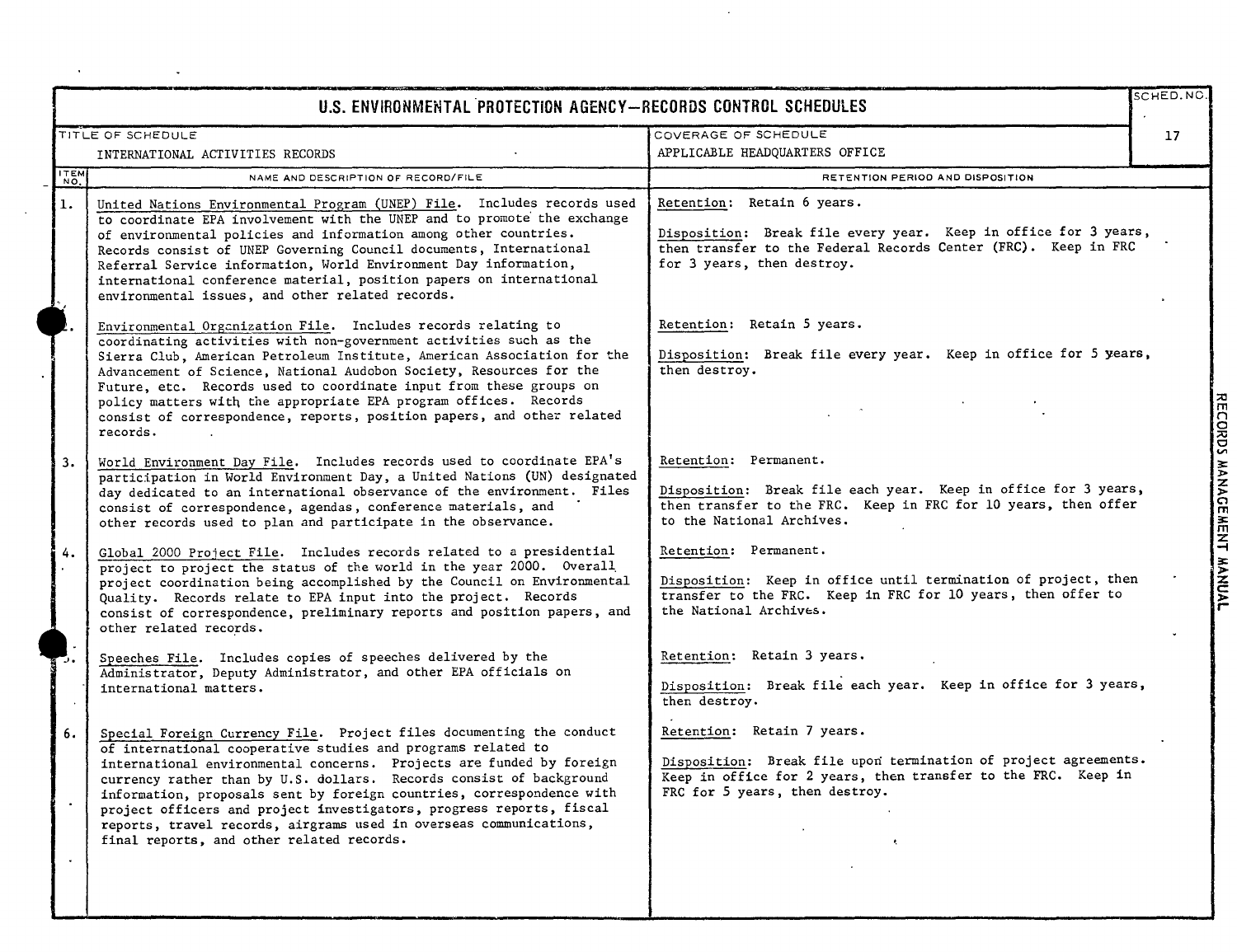# U.S. ENVIRONMENTAL PROTECTION AGENCY—RECORDS CONTROL SCHEDULES

| TITLE OF SCHEDULE | COVERAGE OF SCHEDULE | SCHED. NO. |
|---|---|---|
| INTERNATIONAL ACTIVITIES RECORDS | APPLICABLE HEADQUARTERS OFFICE | 17 |

| ITEM NO. | NAME AND DESCRIPTION OF RECORD/FILE | RETENTION PERIOD AND DISPOSITION |
|---|---|---|
| 1. | United Nations Environmental Program (UNEP) File. Includes records used to coordinate EPA involvement with the UNEP and to promote the exchange of environmental policies and information among other countries. Records consist of UNEP Governing Council documents, International Referral Service information, World Environment Day information, international conference material, position papers on international environmental issues, and other related records. | Retention: Retain 6 years.<br><br>Disposition: Break file every year. Keep in office for 3 years, then transfer to the Federal Records Center (FRC). Keep in FRC for 3 years, then destroy. |
| 2. | Environmental Organization File. Includes records relating to coordinating activities with non-government activities such as the Sierra Club, American Petroleum Institute, American Association for the Advancement of Science, National Audobon Society, Resources for the Future, etc. Records used to coordinate input from these groups on policy matters with the appropriate EPA program offices. Records consist of correspondence, reports, position papers, and other related records. | Retention: Retain 5 years.<br><br>Disposition: Break file every year. Keep in office for 5 years, then destroy. |
| 3. | World Environment Day File. Includes records used to coordinate EPA's participation in World Environment Day, a United Nations (UN) designated day dedicated to an international observance of the environment. Files consist of correspondence, agendas, conference materials, and other records used to plan and participate in the observance. | Retention: Permanent.<br><br>Disposition: Break file each year. Keep in office for 3 years, then transfer to the FRC. Keep in FRC for 10 years, then offer to the National Archives. |
| 4. | Global 2000 Project File. Includes records related to a presidential project to project the status of the world in the year 2000. Overall project coordination being accomplished by the Council on Environmental Quality. Records relate to EPA input into the project. Records consist of correspondence, preliminary reports and position papers, and other related records. | Retention: Permanent.<br><br>Disposition: Keep in office until termination of project, then transfer to the FRC. Keep in FRC for 10 years, then offer to the National Archives. |
| 5. | Speeches File. Includes copies of speeches delivered by the Administrator, Deputy Administrator, and other EPA officials on international matters. | Retention: Retain 3 years.<br><br>Disposition: Break file each year. Keep in office for 3 years, then destroy. |
| 6. | Special Foreign Currency File. Project files documenting the conduct of international cooperative studies and programs related to international environmental concerns. Projects are funded by foreign currency rather than by U.S. dollars. Records consist of background information, proposals sent by foreign countries, correspondence with project officers and project investigators, progress reports, fiscal reports, travel records, airgrams used in overseas communications, final reports, and other related records. | Retention: Retain 7 years.<br><br>Disposition: Break file upon termination of project agreements. Keep in office for 2 years, then transfer to the FRC. Keep in FRC for 5 years, then destroy. |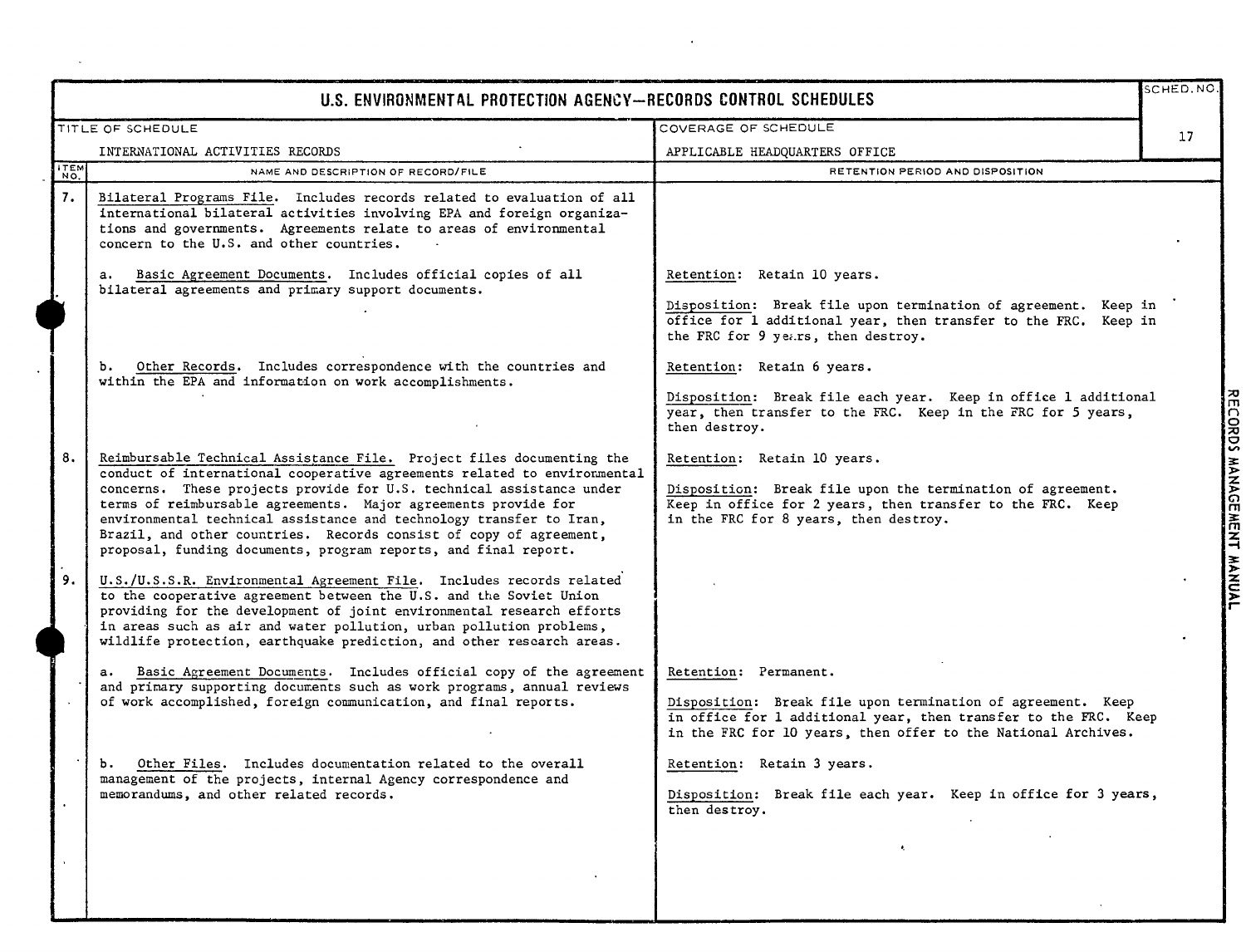# U.S. ENVIRONMENTAL PROTECTION AGENCY—RECORDS CONTROL SCHEDULES

| TITLE OF SCHEDULE | COVERAGE OF SCHEDULE | SCHED. NO. |
|---|---|---|
| INTERNATIONAL ACTIVITIES RECORDS | APPLICABLE HEADQUARTERS OFFICE | 17 |

| ITEM NO. | NAME AND DESCRIPTION OF RECORD/FILE | RETENTION PERIOD AND DISPOSITION |
|---|---|---|
| 7. | Bilateral Programs File. Includes records related to evaluation of all international bilateral activities involving EPA and foreign organizations and governments. Agreements relate to areas of environmental concern to the U.S. and other countries. | |
| | a. Basic Agreement Documents. Includes official copies of all bilateral agreements and primary support documents. | Retention: Retain 10 years.<br><br>Disposition: Break file upon termination of agreement. Keep in office for 1 additional year, then transfer to the FRC. Keep in the FRC for 9 years, then destroy. |
| | b. Other Records. Includes correspondence with the countries and within the EPA and information on work accomplishments. | Retention: Retain 6 years.<br><br>Disposition: Break file each year. Keep in office 1 additional year, then transfer to the FRC. Keep in the FRC for 5 years, then destroy. |
| 8. | Reimbursable Technical Assistance File. Project files documenting the conduct of international cooperative agreements related to environmental concerns. These projects provide for U.S. technical assistance under terms of reimbursable agreements. Major agreements provide for environmental technical assistance and technology transfer to Iran, Brazil, and other countries. Records consist of copy of agreement, proposal, funding documents, program reports, and final report. | Retention: Retain 10 years.<br><br>Disposition: Break file upon the termination of agreement. Keep in office for 2 years, then transfer to the FRC. Keep in the FRC for 8 years, then destroy. |
| 9. | U.S./U.S.S.R. Environmental Agreement File. Includes records related to the cooperative agreement between the U.S. and the Soviet Union providing for the development of joint environmental research efforts in areas such as air and water pollution, urban pollution problems, wildlife protection, earthquake prediction, and other research areas. | |
| | a. Basic Agreement Documents. Includes official copy of the agreement and primary supporting documents such as work programs, annual reviews of work accomplished, foreign communication, and final reports. | Retention: Permanent.<br><br>Disposition: Break file upon termination of agreement. Keep in office for 1 additional year, then transfer to the FRC. Keep in the FRC for 10 years, then offer to the National Archives. |
| | b. Other Files. Includes documentation related to the overall management of the projects, internal Agency correspondence and memorandums, and other related records. | Retention: Retain 3 years.<br><br>Disposition: Break file each year. Keep in office for 3 years, then destroy. |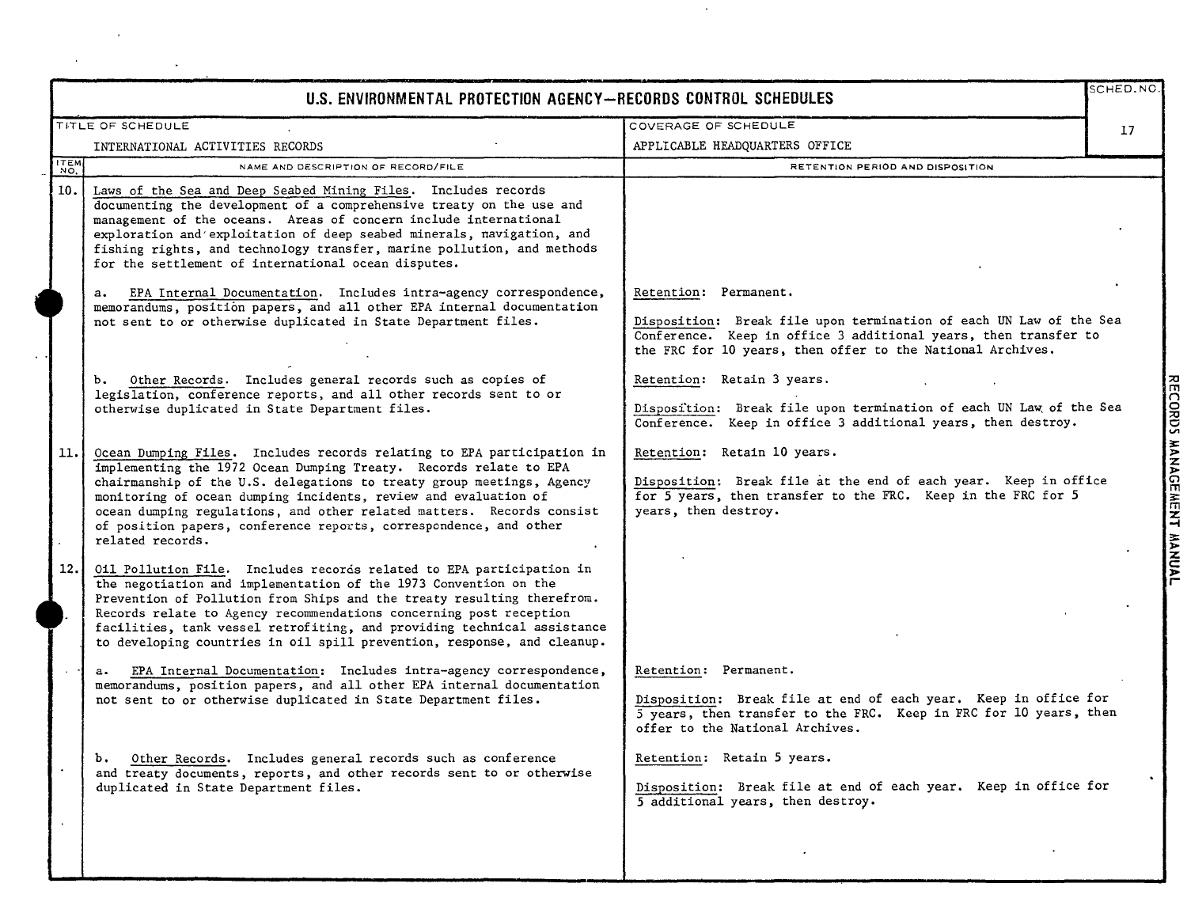# U.S. ENVIRONMENTAL PROTECTION AGENCY—RECORDS CONTROL SCHEDULES

| TITLE OF SCHEDULE | COVERAGE OF SCHEDULE | SCHED. NO. |
|---|---|---|
| INTERNATIONAL ACTIVITIES RECORDS | APPLICABLE HEADQUARTERS OFFICE | 17 |

| ITEM NO. | NAME AND DESCRIPTION OF RECORD/FILE | RETENTION PERIOD AND DISPOSITION |
|---|---|---|
| 10. | Laws of the Sea and Deep Seabed Mining Files. Includes records documenting the development of a comprehensive treaty on the use and management of the oceans. Areas of concern include international exploration and exploitation of deep seabed minerals, navigation, and fishing rights, and technology transfer, marine pollution, and methods for the settlement of international ocean disputes. | |
| | a. EPA Internal Documentation. Includes intra-agency correspondence, memorandums, position papers, and all other EPA internal documentation not sent to or otherwise duplicated in State Department files. | Retention: Permanent.<br><br>Disposition: Break file upon termination of each UN Law of the Sea Conference. Keep in office 3 additional years, then transfer to the FRC for 10 years, then offer to the National Archives. |
| | b. Other Records. Includes general records such as copies of legislation, conference reports, and all other records sent to or otherwise duplicated in State Department files. | Retention: Retain 3 years.<br><br>Disposition: Break file upon termination of each UN Law of the Sea Conference. Keep in office 3 additional years, then destroy. |
| 11. | Ocean Dumping Files. Includes records relating to EPA participation in implementing the 1972 Ocean Dumping Treaty. Records relate to EPA chairmanship of the U.S. delegations to treaty group meetings, Agency monitoring of ocean dumping incidents, review and evaluation of ocean dumping regulations, and other related matters. Records consist of position papers, conference reports, correspondence, and other related records. | Retention: Retain 10 years.<br><br>Disposition: Break file at the end of each year. Keep in office for 5 years, then transfer to the FRC. Keep in the FRC for 5 years, then destroy. |
| 12. | Oil Pollution File. Includes records related to EPA participation in the negotiation and implementation of the 1973 Convention on the Prevention of Pollution from Ships and the treaty resulting therefrom. Records relate to Agency recommendations concerning post reception facilities, tank vessel retrofiting, and providing technical assistance to developing countries in oil spill prevention, response, and cleanup. | |
| | a. EPA Internal Documentation: Includes intra-agency correspondence, memorandums, position papers, and all other EPA internal documentation not sent to or otherwise duplicated in State Department files. | Retention: Permanent.<br><br>Disposition: Break file at end of each year. Keep in office for 5 years, then transfer to the FRC. Keep in FRC for 10 years, then offer to the National Archives. |
| | b. Other Records. Includes general records such as conference and treaty documents, reports, and other records sent to or otherwise duplicated in State Department files. | Retention: Retain 5 years.<br><br>Disposition: Break file at end of each year. Keep in office for 5 additional years, then destroy. |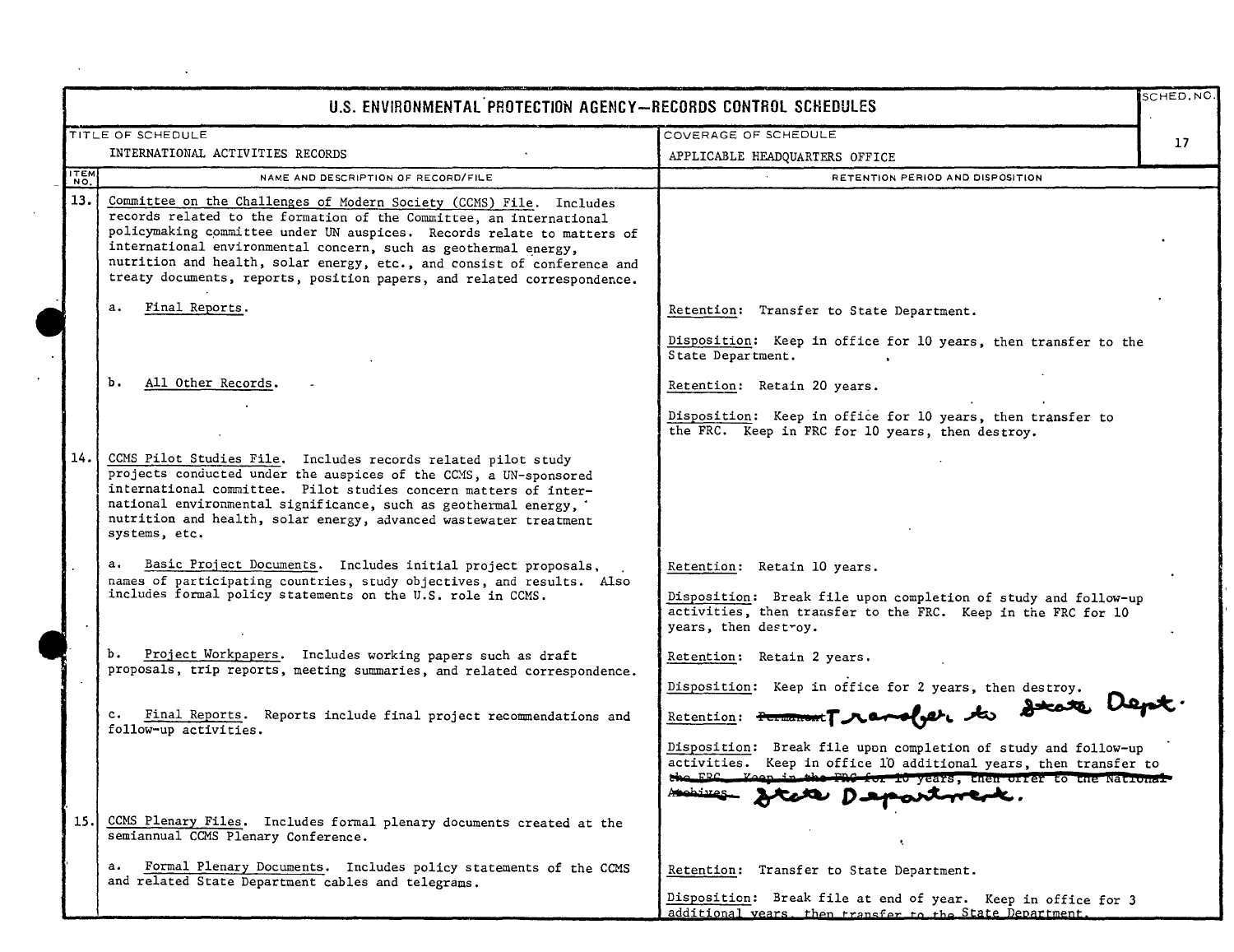# U.S. ENVIRONMENTAL PROTECTION AGENCY—RECORDS CONTROL SCHEDULES

| TITLE OF SCHEDULE | COVERAGE OF SCHEDULE | SCHED. NO. |
|---|---|---|
| INTERNATIONAL ACTIVITIES RECORDS | APPLICABLE HEADQUARTERS OFFICE | 17 |

| ITEM NO. | NAME AND DESCRIPTION OF RECORD/FILE | RETENTION PERIOD AND DISPOSITION |
|---|---|---|
| 13. | Committee on the Challenges of Modern Society (CCMS) File. Includes records related to the formation of the Committee, an international policymaking committee under UN auspices. Records relate to matters of international environmental concern, such as geothermal energy, nutrition and health, solar energy, etc., and consist of conference and treaty documents, reports, position papers, and related correspondence. | |
| | a. Final Reports. | Retention: Transfer to State Department.<br><br>Disposition: Keep in office for 10 years, then transfer to the State Department. |
| | b. All Other Records. | Retention: Retain 20 years.<br><br>Disposition: Keep in office for 10 years, then transfer to the FRC. Keep in FRC for 10 years, then destroy. |
| 14. | CCMS Pilot Studies File. Includes records related pilot study projects conducted under the auspices of the CCMS, a UN-sponsored international committee. Pilot studies concern matters of international environmental significance, such as geothermal energy, nutrition and health, solar energy, advanced wastewater treatment systems, etc. | |
| | a. Basic Project Documents. Includes initial project proposals, names of participating countries, study objectives, and results. Also includes formal policy statements on the U.S. role in CCMS. | Retention: Retain 10 years.<br><br>Disposition: Break file upon completion of study and follow-up activities, then transfer to the FRC. Keep in the FRC for 10 years, then destroy. |
| | b. Project Workpapers. Includes working papers such as draft proposals, trip reports, meeting summaries, and related correspondence. | Retention: Retain 2 years.<br><br>Disposition: Keep in office for 2 years, then destroy. |
| | c. Final Reports. Reports include final project recommendations and follow-up activities. | Retention: ~~Permanent~~ Transfer to State Dept.<br><br>Disposition: Break file upon completion of study and follow-up activities. Keep in office 10 additional years, then transfer to ~~the FRC. Keep in the FRC for 10 years, then offer to the National Archives.~~ State Department. |
| 15. | CCMS Plenary Files. Includes formal plenary documents created at the semiannual CCMS Plenary Conference. | |
| | a. Formal Plenary Documents. Includes policy statements of the CCMS and related State Department cables and telegrams. | Retention: Transfer to State Department.<br><br>Disposition: Break file at end of year. Keep in office for 3 additional years, then transfer to the State Department. |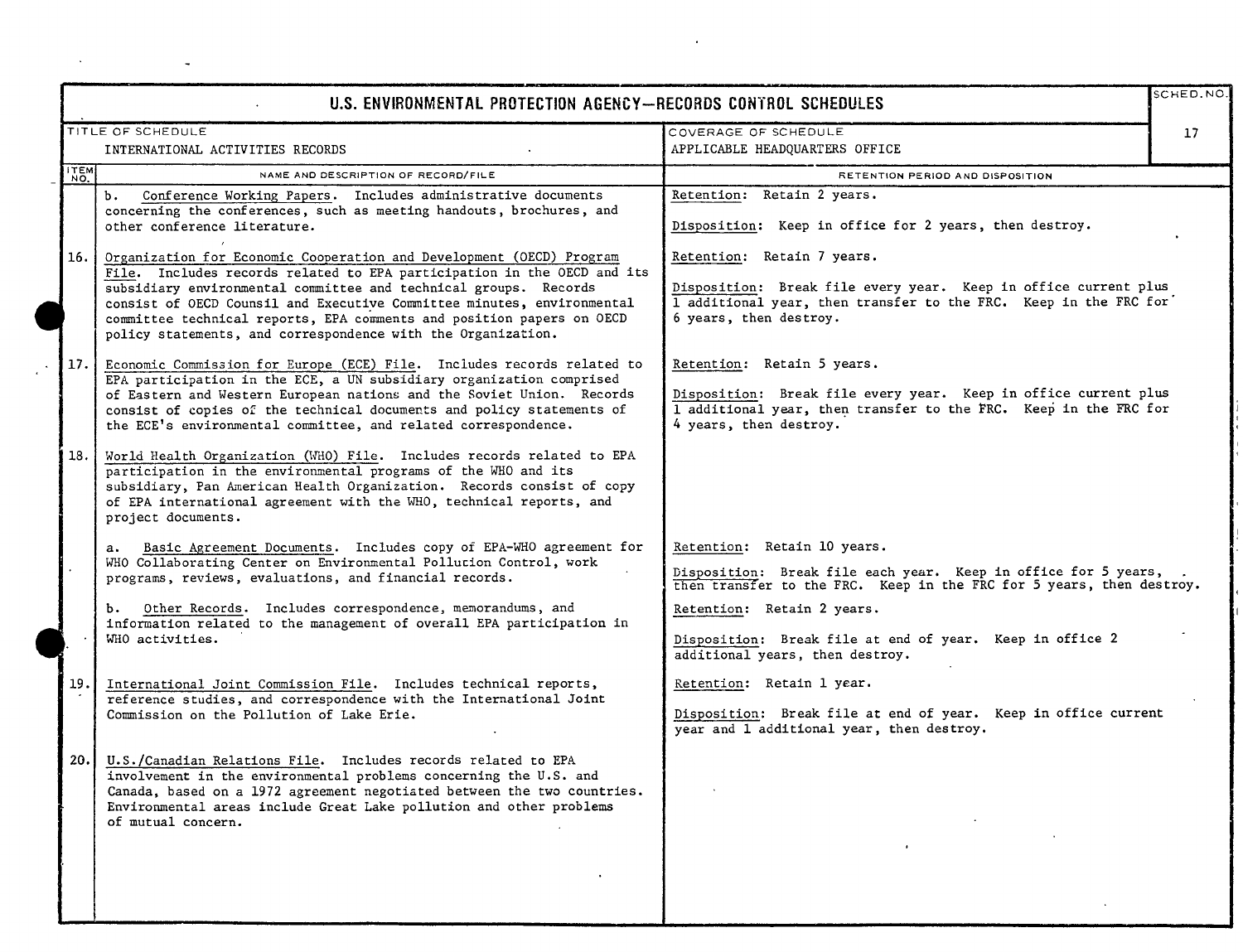# U.S. ENVIRONMENTAL PROTECTION AGENCY—RECORDS CONTROL SCHEDULES

| TITLE OF SCHEDULE | COVERAGE OF SCHEDULE | SCHED. NO. |
|---|---|---|
| INTERNATIONAL ACTIVITIES RECORDS | APPLICABLE HEADQUARTERS OFFICE | 17 |

| ITEM NO. | NAME AND DESCRIPTION OF RECORD/FILE | RETENTION PERIOD AND DISPOSITION |
|---|---|---|
| | b. Conference Working Papers. Includes administrative documents concerning the conferences, such as meeting handouts, brochures, and other conference literature. | Retention: Retain 2 years.<br><br>Disposition: Keep in office for 2 years, then destroy. |
| 16. | Organization for Economic Cooperation and Development (OECD) Program File. Includes records related to EPA participation in the OECD and its subsidiary environmental committee and technical groups. Records consist of OECD Counsil and Executive Committee minutes, environmental committee technical reports, EPA comments and position papers on OECD policy statements, and correspondence with the Organization. | Retention: Retain 7 years.<br><br>Disposition: Break file every year. Keep in office current plus 1 additional year, then transfer to the FRC. Keep in the FRC for 6 years, then destroy. |
| 17. | Economic Commission for Europe (ECE) File. Includes records related to EPA participation in the ECE, a UN subsidiary organization comprised of Eastern and Western European nations and the Soviet Union. Records consist of copies of the technical documents and policy statements of the ECE's environmental committee, and related correspondence. | Retention: Retain 5 years.<br><br>Disposition: Break file every year. Keep in office current plus 1 additional year, then transfer to the FRC. Keep in the FRC for 4 years, then destroy. |
| 18. | World Health Organization (WHO) File. Includes records related to EPA participation in the environmental programs of the WHO and its subsidiary, Pan American Health Organization. Records consist of copy of EPA international agreement with the WHO, technical reports, and project documents. | |
| | a. Basic Agreement Documents. Includes copy of EPA-WHO agreement for WHO Collaborating Center on Environmental Pollution Control, work programs, reviews, evaluations, and financial records. | Retention: Retain 10 years.<br><br>Disposition: Break file each year. Keep in office for 5 years, then transfer to the FRC. Keep in the FRC for 5 years, then destroy. |
| | b. Other Records. Includes correspondence, memorandums, and information related to the management of overall EPA participation in WHO activities. | Retention: Retain 2 years.<br><br>Disposition: Break file at end of year. Keep in office 2 additional years, then destroy. |
| 19. | International Joint Commission File. Includes technical reports, reference studies, and correspondence with the International Joint Commission on the Pollution of Lake Erie. | Retention: Retain 1 year.<br><br>Disposition: Break file at end of year. Keep in office current year and 1 additional year, then destroy. |
| 20. | U.S./Canadian Relations File. Includes records related to EPA involvement in the environmental problems concerning the U.S. and Canada, based on a 1972 agreement negotiated between the two countries. Environmental areas include Great Lake pollution and other problems of mutual concern. | |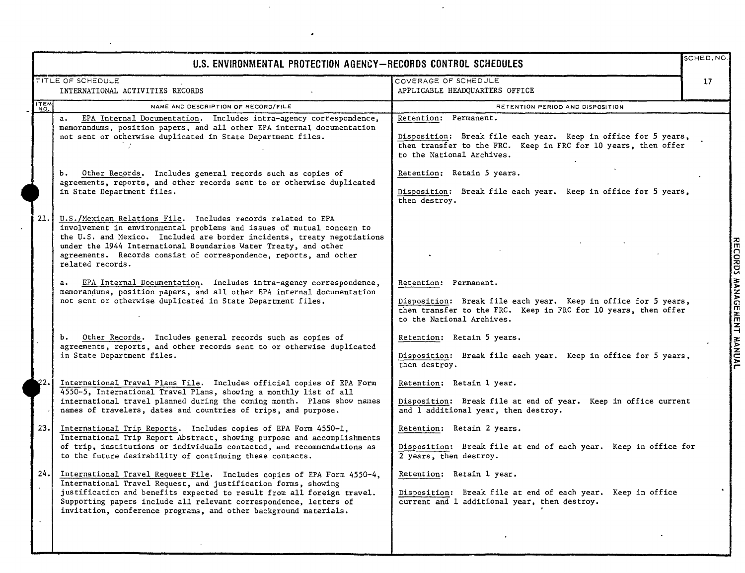# U.S. ENVIRONMENTAL PROTECTION AGENCY—RECORDS CONTROL SCHEDULES

| TITLE OF SCHEDULE | COVERAGE OF SCHEDULE | SCHED. NO. |
|---|---|---|
| INTERNATIONAL ACTIVITIES RECORDS | APPLICABLE HEADQUARTERS OFFICE | 17 |

| ITEM NO. | NAME AND DESCRIPTION OF RECORD/FILE | RETENTION PERIOD AND DISPOSITION |
|---|---|---|
| | a. <u>EPA Internal Documentation</u>. Includes intra-agency correspondence, memorandums, position papers, and all other EPA internal documentation not sent or otherwise duplicated in State Department files. | <u>Retention</u>: Permanent.<br><br><u>Disposition</u>: Break file each year. Keep in office for 5 years, then transfer to the FRC. Keep in FRC for 10 years, then offer to the National Archives. |
| | b. <u>Other Records</u>. Includes general records such as copies of agreements, reports, and other records sent to or otherwise duplicated in State Department files. | <u>Retention</u>: Retain 5 years.<br><br><u>Disposition</u>: Break file each year. Keep in office for 5 years, then destroy. |
| 21. | <u>U.S./Mexican Relations File</u>. Includes records related to EPA involvement in environmental problems and issues of mutual concern to the U.S. and Mexico. Included are border incidents, treaty negotiations under the 1944 International Boundaries Water Treaty, and other agreements. Records consist of correspondence, reports, and other related records. | |
| | a. <u>EPA Internal Documentation</u>. Includes intra-agency correspondence, memorandums, position papers, and all other EPA internal documentation not sent or otherwise duplicated in State Department files. | <u>Retention</u>: Permanent.<br><br><u>Disposition</u>: Break file each year. Keep in office for 5 years, then transfer to the FRC. Keep in FRC for 10 years, then offer to the National Archives. |
| | b. <u>Other Records</u>. Includes general records such as copies of agreements, reports, and other records sent to or otherwise duplicated in State Department files. | <u>Retention</u>: Retain 5 years.<br><br><u>Disposition</u>: Break file each year. Keep in office for 5 years, then destroy. |
| 22. | <u>International Travel Plans File</u>. Includes official copies of EPA Form 4550-5, International Travel Plans, showing a monthly list of all international travel planned during the coming month. Plans show names names of travelers, dates and countries of trips, and purpose. | <u>Retention</u>: Retain 1 year.<br><br><u>Disposition</u>: Break file at end of year. Keep in office current and 1 additional year, then destroy. |
| 23. | <u>International Trip Reports</u>. Includes copies of EPA Form 4550-1, International Trip Report Abstract, showing purpose and accomplishments of trip, institutions or individuals contacted, and recommendations as to the future desirability of continuing these contacts. | <u>Retention</u>: Retain 2 years.<br><br><u>Disposition</u>: Break file at end of each year. Keep in office for 2 years, then destroy. |
| 24. | <u>International Travel Request File</u>. Includes copies of EPA Form 4550-4, International Travel Request, and justification forms, showing justification and benefits expected to result from all foreign travel. Supporting papers include all relevant correspondence, letters of invitation, conference programs, and other background materials. | <u>Retention</u>: Retain 1 year.<br><br><u>Disposition</u>: Break file at end of each year. Keep in office current and 1 additional year, then destroy. |

RECORDS MANAGEMENT MANUAL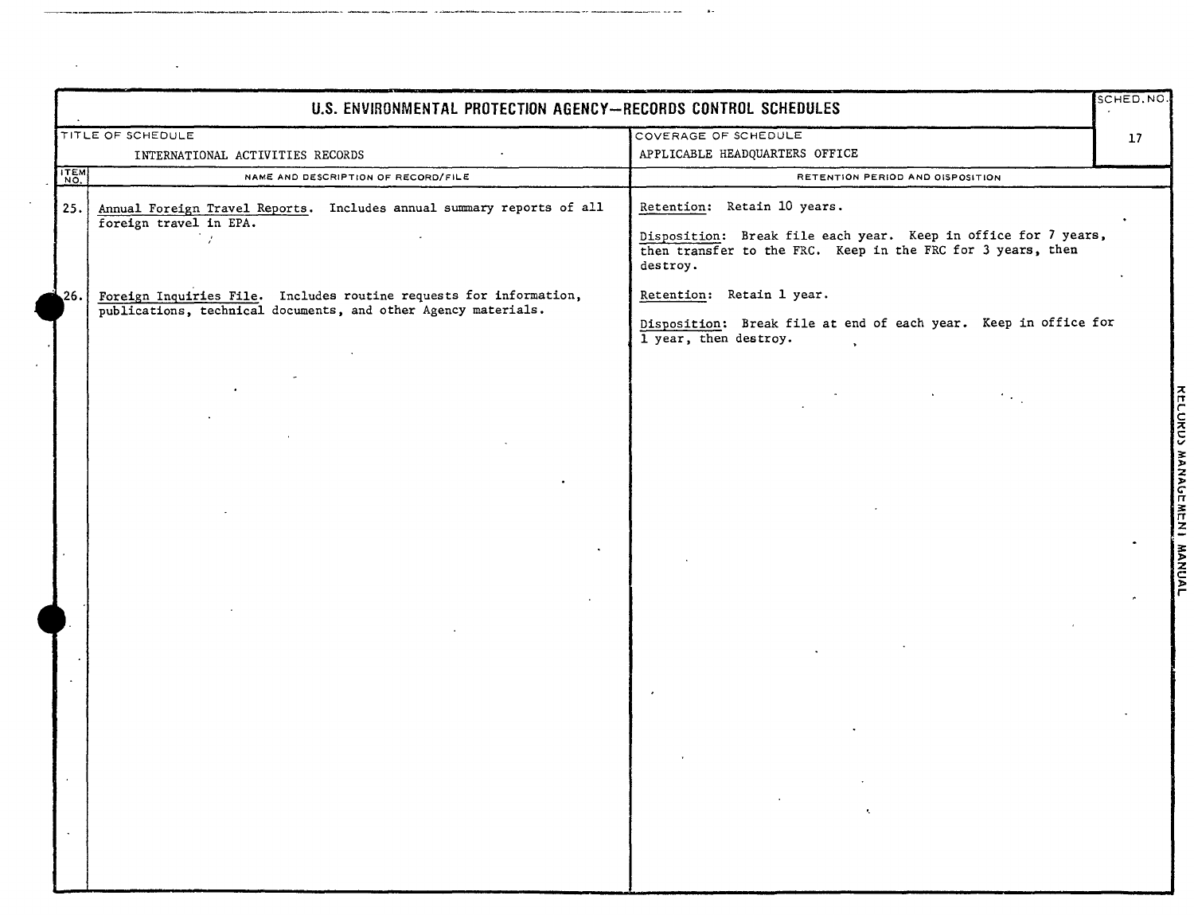# U.S. ENVIRONMENTAL PROTECTION AGENCY—RECORDS CONTROL SCHEDULES

| TITLE OF SCHEDULE | COVERAGE OF SCHEDULE | SCHED. NO. |
|---|---|---|
| INTERNATIONAL ACTIVITIES RECORDS | APPLICABLE HEADQUARTERS OFFICE | 17 |

| ITEM NO. | NAME AND DESCRIPTION OF RECORD/FILE | RETENTION PERIOD AND DISPOSITION |
|---|---|---|
| 25. | <u>Annual Foreign Travel Reports</u>. Includes annual summary reports of all foreign travel in EPA. | <u>Retention</u>: Retain 10 years.<br><br><u>Disposition</u>: Break file each year. Keep in office for 7 years, then transfer to the FRC. Keep in the FRC for 3 years, then destroy. |
| 26. | <u>Foreign Inquiries File</u>. Includes routine requests for information, publications, technical documents, and other Agency materials. | <u>Retention</u>: Retain 1 year.<br><br><u>Disposition</u>: Break file at end of each year. Keep in office for 1 year, then destroy. |